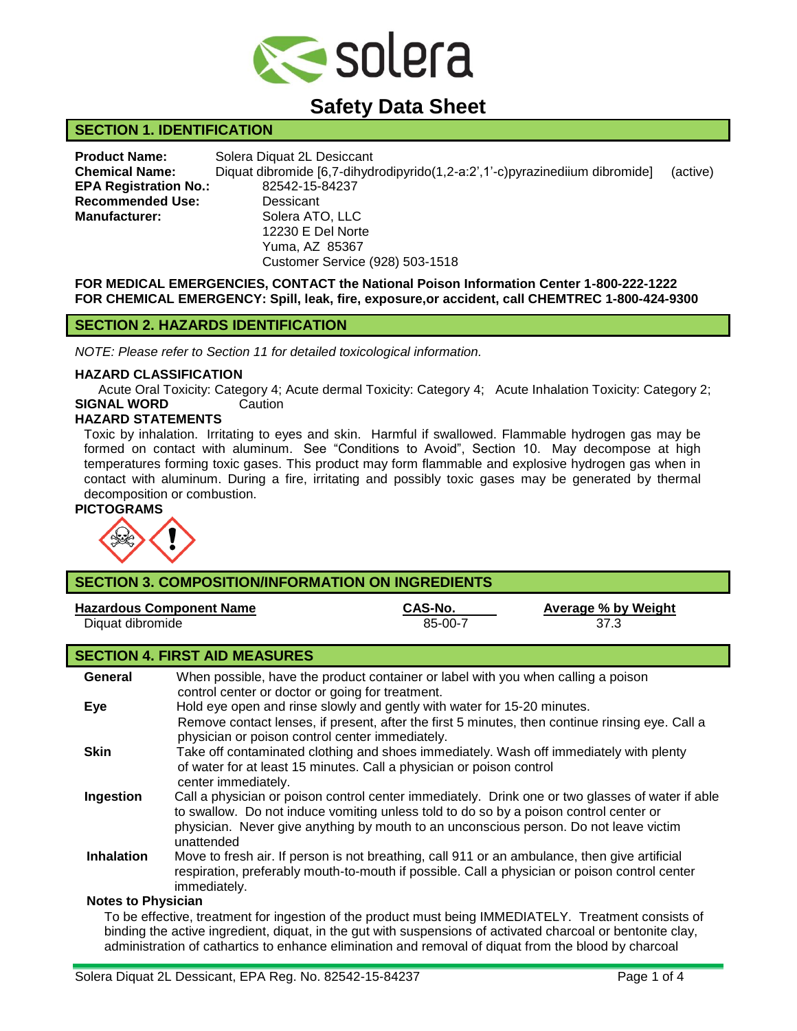# Safety Data Sheet

## SECTION 1. IDENTIFICATION

**Product Name:** Solera Diquat 2L Desiccant
**Chemical Name:** Diquat dibromide [6,7-dihydrodipyrido(1,2-a:2',1'-c)pyrazinediium dibromide] (active)
**EPA Registration No.:** 82542-15-84237
**Recommended Use:** Dessicant
**Manufacturer:** Solera ATO, LLC
12230 E Del Norte
Yuma, AZ 85367
Customer Service (928) 503-1518

**FOR MEDICAL EMERGENCIES, CONTACT the National Poison Information Center 1-800-222-1222**
**FOR CHEMICAL EMERGENCY: Spill, leak, fire, exposure,or accident, call CHEMTREC 1-800-424-9300**

## SECTION 2. HAZARDS IDENTIFICATION

*NOTE: Please refer to Section 11 for detailed toxicological information.*

**HAZARD CLASSIFICATION**

Acute Oral Toxicity: Category 4; Acute dermal Toxicity: Category 4; Acute Inhalation Toxicity: Category 2;

**SIGNAL WORD** Caution

**HAZARD STATEMENTS**

Toxic by inhalation. Irritating to eyes and skin. Harmful if swallowed. Flammable hydrogen gas may be formed on contact with aluminum. See "Conditions to Avoid", Section 10. May decompose at high temperatures forming toxic gases. This product may form flammable and explosive hydrogen gas when in contact with aluminum. During a fire, irritating and possibly toxic gases may be generated by thermal decomposition or combustion.

**PICTOGRAMS**

## SECTION 3. COMPOSITION/INFORMATION ON INGREDIENTS

| Hazardous Component Name | CAS-No. | Average % by Weight |
|---|---|---|
| Diquat dibromide | 85-00-7 | 37.3 |

## SECTION 4. FIRST AID MEASURES

**General** When possible, have the product container or label with you when calling a poison control center or doctor or going for treatment.

**Eye** Hold eye open and rinse slowly and gently with water for 15-20 minutes. Remove contact lenses, if present, after the first 5 minutes, then continue rinsing eye. Call a physician or poison control center immediately.

**Skin** Take off contaminated clothing and shoes immediately. Wash off immediately with plenty of water for at least 15 minutes. Call a physician or poison control center immediately.

**Ingestion** Call a physician or poison control center immediately. Drink one or two glasses of water if able to swallow. Do not induce vomiting unless told to do so by a poison control center or physician. Never give anything by mouth to an unconscious person. Do not leave victim unattended

**Inhalation** Move to fresh air. If person is not breathing, call 911 or an ambulance, then give artificial respiration, preferably mouth-to-mouth if possible. Call a physician or poison control center immediately.

**Notes to Physician**

To be effective, treatment for ingestion of the product must being IMMEDIATELY. Treatment consists of binding the active ingredient, diquat, in the gut with suspensions of activated charcoal or bentonite clay, administration of cathartics to enhance elimination and removal of diquat from the blood by charcoal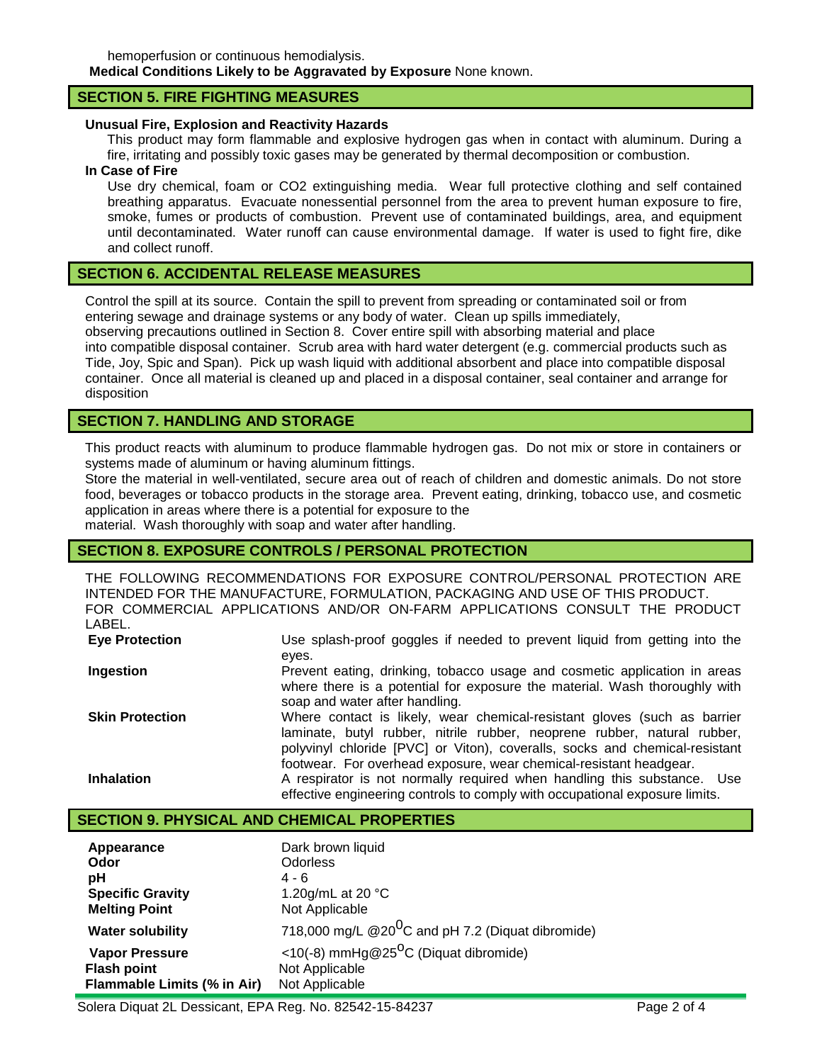hemoperfusion or continuous hemodialysis.

**Medical Conditions Likely to be Aggravated by Exposure** None known.

## SECTION 5. FIRE FIGHTING MEASURES

**Unusual Fire, Explosion and Reactivity Hazards**

This product may form flammable and explosive hydrogen gas when in contact with aluminum. During a fire, irritating and possibly toxic gases may be generated by thermal decomposition or combustion.

**In Case of Fire**

Use dry chemical, foam or CO2 extinguishing media. Wear full protective clothing and self contained breathing apparatus. Evacuate nonessential personnel from the area to prevent human exposure to fire, smoke, fumes or products of combustion. Prevent use of contaminated buildings, area, and equipment until decontaminated. Water runoff can cause environmental damage. If water is used to fight fire, dike and collect runoff.

## SECTION 6. ACCIDENTAL RELEASE MEASURES

Control the spill at its source. Contain the spill to prevent from spreading or contaminated soil or from entering sewage and drainage systems or any body of water. Clean up spills immediately, observing precautions outlined in Section 8. Cover entire spill with absorbing material and place into compatible disposal container. Scrub area with hard water detergent (e.g. commercial products such as Tide, Joy, Spic and Span). Pick up wash liquid with additional absorbent and place into compatible disposal container. Once all material is cleaned up and placed in a disposal container, seal container and arrange for disposition

## SECTION 7. HANDLING AND STORAGE

This product reacts with aluminum to produce flammable hydrogen gas. Do not mix or store in containers or systems made of aluminum or having aluminum fittings.

Store the material in well-ventilated, secure area out of reach of children and domestic animals. Do not store food, beverages or tobacco products in the storage area. Prevent eating, drinking, tobacco use, and cosmetic application in areas where there is a potential for exposure to the material. Wash thoroughly with soap and water after handling.

## SECTION 8. EXPOSURE CONTROLS / PERSONAL PROTECTION

THE FOLLOWING RECOMMENDATIONS FOR EXPOSURE CONTROL/PERSONAL PROTECTION ARE INTENDED FOR THE MANUFACTURE, FORMULATION, PACKAGING AND USE OF THIS PRODUCT. FOR COMMERCIAL APPLICATIONS AND/OR ON-FARM APPLICATIONS CONSULT THE PRODUCT LABEL.

| | |
|---|---|
| **Eye Protection** | Use splash-proof goggles if needed to prevent liquid from getting into the eyes. |
| **Ingestion** | Prevent eating, drinking, tobacco usage and cosmetic application in areas where there is a potential for exposure the material. Wash thoroughly with soap and water after handling. |
| **Skin Protection** | Where contact is likely, wear chemical-resistant gloves (such as barrier laminate, butyl rubber, nitrile rubber, neoprene rubber, natural rubber, polyvinyl chloride [PVC] or Viton), coveralls, socks and chemical-resistant footwear. For overhead exposure, wear chemical-resistant headgear. |
| **Inhalation** | A respirator is not normally required when handling this substance. Use effective engineering controls to comply with occupational exposure limits. |

## SECTION 9. PHYSICAL AND CHEMICAL PROPERTIES

| | |
|---|---|
| **Appearance** | Dark brown liquid |
| **Odor** | Odorless |
| **pH** | 4 - 6 |
| **Specific Gravity** | 1.20g/mL at 20 °C |
| **Melting Point** | Not Applicable |
| **Water solubility** | 718,000 mg/L @20$^{0}$C and pH 7.2 (Diquat dibromide) |
| **Vapor Pressure** | <10(-8) mmHg@25$^{0}$C (Diquat dibromide) |
| **Flash point** | Not Applicable |
| **Flammable Limits (% in Air)** | Not Applicable |

Solera Diquat 2L Dessicant, EPA Reg. No. 82542-15-84237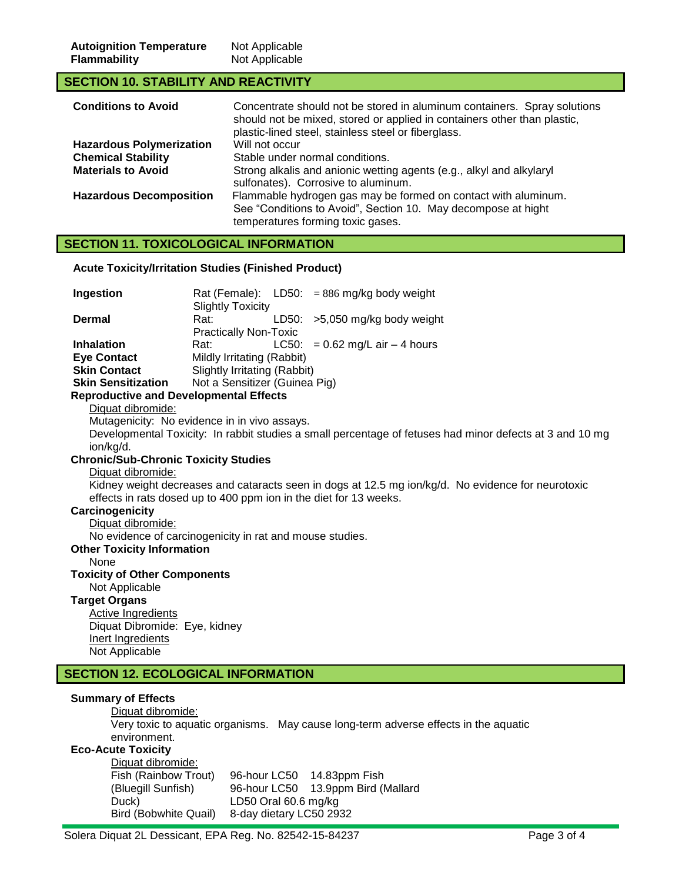| | |
|---|---|
| **Autoignition Temperature** | Not Applicable |
| **Flammability** | Not Applicable |

## SECTION 10. STABILITY AND REACTIVITY

| | |
|---|---|
| **Conditions to Avoid** | Concentrate should not be stored in aluminum containers. Spray solutions should not be mixed, stored or applied in containers other than plastic, plastic-lined steel, stainless steel or fiberglass. |
| **Hazardous Polymerization** | Will not occur |
| **Chemical Stability** | Stable under normal conditions. |
| **Materials to Avoid** | Strong alkalis and anionic wetting agents (e.g., alkyl and alkylaryl sulfonates). Corrosive to aluminum. |
| **Hazardous Decomposition** | Flammable hydrogen gas may be formed on contact with aluminum. See "Conditions to Avoid", Section 10. May decompose at hight temperatures forming toxic gases. |

## SECTION 11. TOXICOLOGICAL INFORMATION

**Acute Toxicity/Irritation Studies (Finished Product)**

| | | | |
|---|---|---|---|
| **Ingestion** | Rat (Female): Slightly Toxicity | LD50: | = 886 mg/kg body weight |
| **Dermal** | Rat: Practically Non-Toxic | LD50: | >5,050 mg/kg body weight |
| **Inhalation** | Rat: | LC50: | = 0.62 mg/L air – 4 hours |
| **Eye Contact** | Mildly Irritating (Rabbit) | | |
| **Skin Contact** | Slightly Irritating (Rabbit) | | |
| **Skin Sensitization** | Not a Sensitizer (Guinea Pig) | | |

**Reproductive and Developmental Effects**

Diquat dibromide:

Mutagenicity: No evidence in in vivo assays.

Developmental Toxicity: In rabbit studies a small percentage of fetuses had minor defects at 3 and 10 mg ion/kg/d.

**Chronic/Sub-Chronic Toxicity Studies**

Diquat dibromide:

Kidney weight decreases and cataracts seen in dogs at 12.5 mg ion/kg/d. No evidence for neurotoxic effects in rats dosed up to 400 ppm ion in the diet for 13 weeks.

**Carcinogenicity**

Diquat dibromide:

No evidence of carcinogenicity in rat and mouse studies.

**Other Toxicity Information**

None

**Toxicity of Other Components**

Not Applicable

**Target Organs**

Active Ingredients

Diquat Dibromide: Eye, kidney

Inert Ingredients

Not Applicable

## SECTION 12. ECOLOGICAL INFORMATION

**Summary of Effects**

Diquat dibromide:

Very toxic to aquatic organisms. May cause long-term adverse effects in the aquatic environment.

**Eco-Acute Toxicity**

Diquat dibromide:

| | | |
|---|---|---|
| Fish (Rainbow Trout) | 96-hour LC50 | 14.83ppm Fish |
| (Bluegill Sunfish) | 96-hour LC50 | 13.9ppm Bird (Mallard |
| Duck) | LD50 Oral 60.6 mg/kg | |
| Bird (Bobwhite Quail) | 8-day dietary LC50 2932 | |

Solera Diquat 2L Dessicant, EPA Reg. No. 82542-15-84237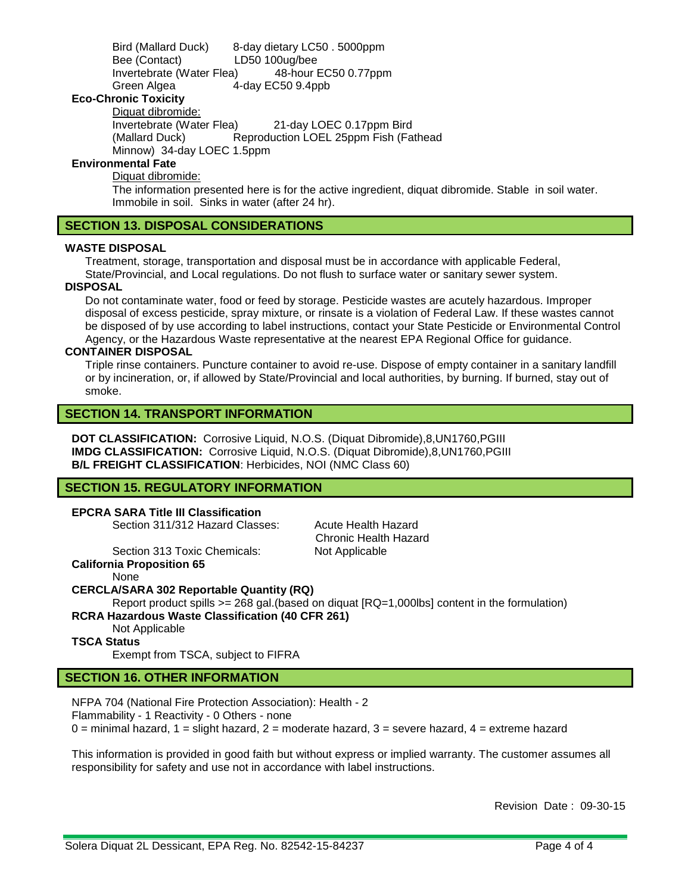Bird (Mallard Duck) 8-day dietary LC50 . 5000ppm
Bee (Contact) LD50 100ug/bee
Invertebrate (Water Flea) 48-hour EC50 0.77ppm
Green Algea 4-day EC50 9.4ppb

**Eco-Chronic Toxicity**

Diquat dibromide:

Invertebrate (Water Flea) 21-day LOEC 0.17ppm Bird (Mallard Duck) Reproduction LOEL 25ppm Fish (Fathead Minnow) 34-day LOEC 1.5ppm

**Environmental Fate**

Diquat dibromide:

The information presented here is for the active ingredient, diquat dibromide. Stable in soil water. Immobile in soil. Sinks in water (after 24 hr).

## SECTION 13. DISPOSAL CONSIDERATIONS

**WASTE DISPOSAL**

Treatment, storage, transportation and disposal must be in accordance with applicable Federal, State/Provincial, and Local regulations. Do not flush to surface water or sanitary sewer system.

**DISPOSAL**

Do not contaminate water, food or feed by storage. Pesticide wastes are acutely hazardous. Improper disposal of excess pesticide, spray mixture, or rinsate is a violation of Federal Law. If these wastes cannot be disposed of by use according to label instructions, contact your State Pesticide or Environmental Control Agency, or the Hazardous Waste representative at the nearest EPA Regional Office for guidance.

**CONTAINER DISPOSAL**

Triple rinse containers. Puncture container to avoid re-use. Dispose of empty container in a sanitary landfill or by incineration, or, if allowed by State/Provincial and local authorities, by burning. If burned, stay out of smoke.

## SECTION 14. TRANSPORT INFORMATION

**DOT CLASSIFICATION:** Corrosive Liquid, N.O.S. (Diquat Dibromide),8,UN1760,PGIII
**IMDG CLASSIFICATION:** Corrosive Liquid, N.O.S. (Diquat Dibromide),8,UN1760,PGIII
**B/L FREIGHT CLASSIFICATION**: Herbicides, NOI (NMC Class 60)

## SECTION 15. REGULATORY INFORMATION

**EPCRA SARA Title III Classification**

Section 311/312 Hazard Classes: Acute Health Hazard
Chronic Health Hazard

Section 313 Toxic Chemicals: Not Applicable

**California Proposition 65**

None

**CERCLA/SARA 302 Reportable Quantity (RQ)**

Report product spills >= 268 gal.(based on diquat [RQ=1,000lbs] content in the formulation)

**RCRA Hazardous Waste Classification (40 CFR 261)**

Not Applicable

**TSCA Status**

Exempt from TSCA, subject to FIFRA

## SECTION 16. OTHER INFORMATION

NFPA 704 (National Fire Protection Association): Health - 2
Flammability - 1 Reactivity - 0 Others - none
0 = minimal hazard, 1 = slight hazard, 2 = moderate hazard, 3 = severe hazard, 4 = extreme hazard

This information is provided in good faith but without express or implied warranty. The customer assumes all responsibility for safety and use not in accordance with label instructions.

Revision Date : 09-30-15

Solera Diquat 2L Dessicant, EPA Reg. No. 82542-15-84237